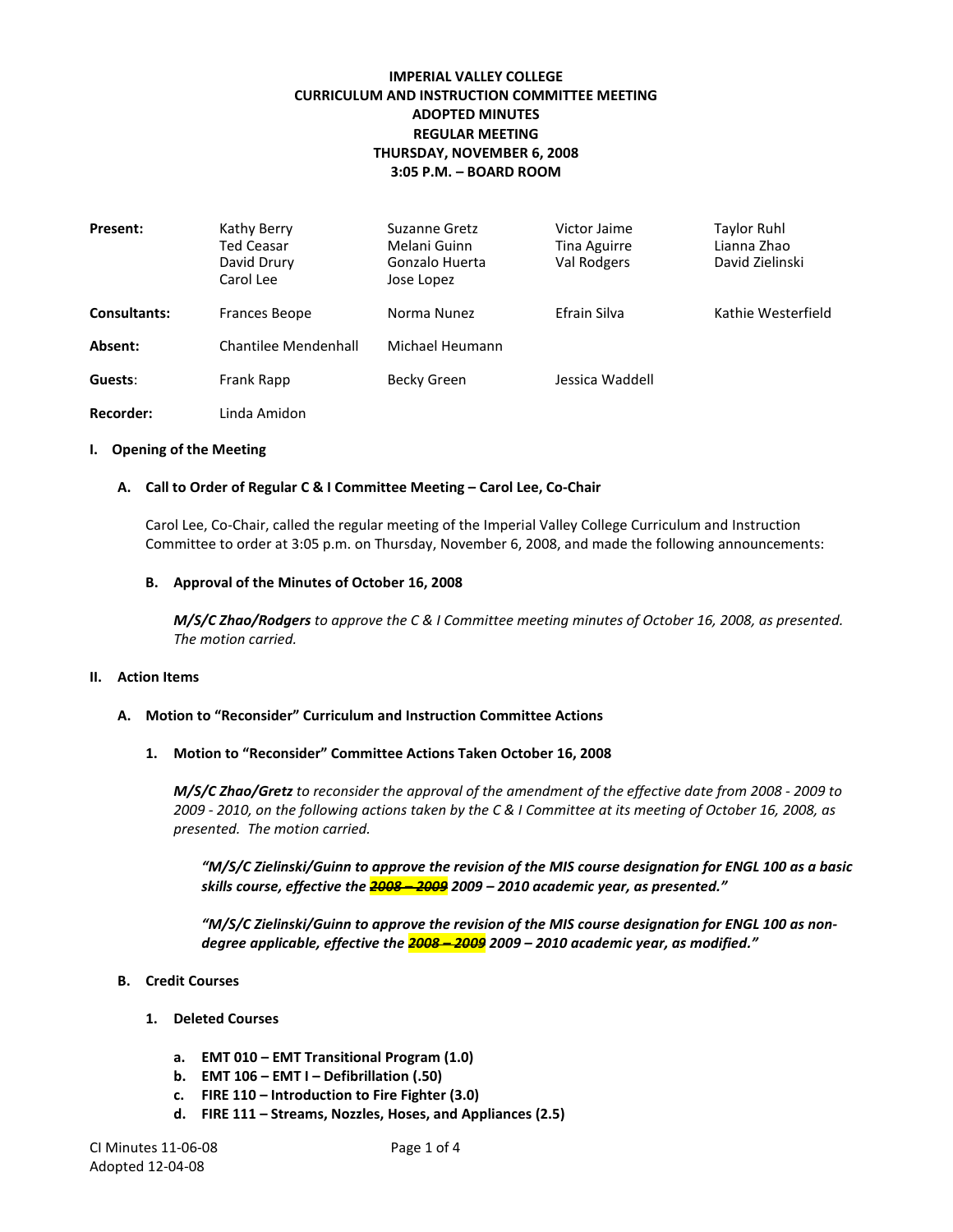**IMPERIAL VALLEY COLLEGE**
**CURRICULUM AND INSTRUCTION COMMITTEE MEETING**
**ADOPTED MINUTES**
**REGULAR MEETING**
**THURSDAY, NOVEMBER 6, 2008**
**3:05 P.M. – BOARD ROOM**

| | | | | |
|---|---|---|---|---|
| **Present:** | Kathy Berry<br>Ted Ceasar<br>David Drury<br>Carol Lee | Suzanne Gretz<br>Melani Guinn<br>Gonzalo Huerta<br>Jose Lopez | Victor Jaime<br>Tina Aguirre<br>Val Rodgers | Taylor Ruhl<br>Lianna Zhao<br>David Zielinski |
| **Consultants:** | Frances Beope | Norma Nunez | Efrain Silva | Kathie Westerfield |
| **Absent:** | Chantilee Mendenhall | Michael Heumann | | |
| **Guests:** | Frank Rapp | Becky Green | Jessica Waddell | |
| **Recorder:** | Linda Amidon | | | |

## I. Opening of the Meeting

### A. Call to Order of Regular C & I Committee Meeting – Carol Lee, Co-Chair

Carol Lee, Co-Chair, called the regular meeting of the Imperial Valley College Curriculum and Instruction Committee to order at 3:05 p.m. on Thursday, November 6, 2008, and made the following announcements:

#### B. Approval of the Minutes of October 16, 2008

***M/S/C Zhao/Rodgers*** *to approve the C & I Committee meeting minutes of October 16, 2008, as presented. The motion carried.*

## II. Action Items

### A. Motion to "Reconsider" Curriculum and Instruction Committee Actions

#### 1. Motion to "Reconsider" Committee Actions Taken October 16, 2008

***M/S/C Zhao/Gretz*** *to reconsider the approval of the amendment of the effective date from 2008 - 2009 to 2009 - 2010, on the following actions taken by the C & I Committee at its meeting of October 16, 2008, as presented. The motion carried.*

> ***"M/S/C Zielinski/Guinn to approve the revision of the MIS course designation for ENGL 100 as a basic skills course, effective the ~~2008 – 2009~~ 2009 – 2010 academic year, as presented."***
>
> ***"M/S/C Zielinski/Guinn to approve the revision of the MIS course designation for ENGL 100 as non-degree applicable, effective the ~~2008 – 2009~~ 2009 – 2010 academic year, as modified."***

### B. Credit Courses

#### 1. Deleted Courses

a. **EMT 010 – EMT Transitional Program (1.0)**
b. **EMT 106 – EMT I – Defibrillation (.50)**
c. **FIRE 110 – Introduction to Fire Fighter (3.0)**
d. **FIRE 111 – Streams, Nozzles, Hoses, and Appliances (2.5)**

CI Minutes 11-06-08
Adopted 12-04-08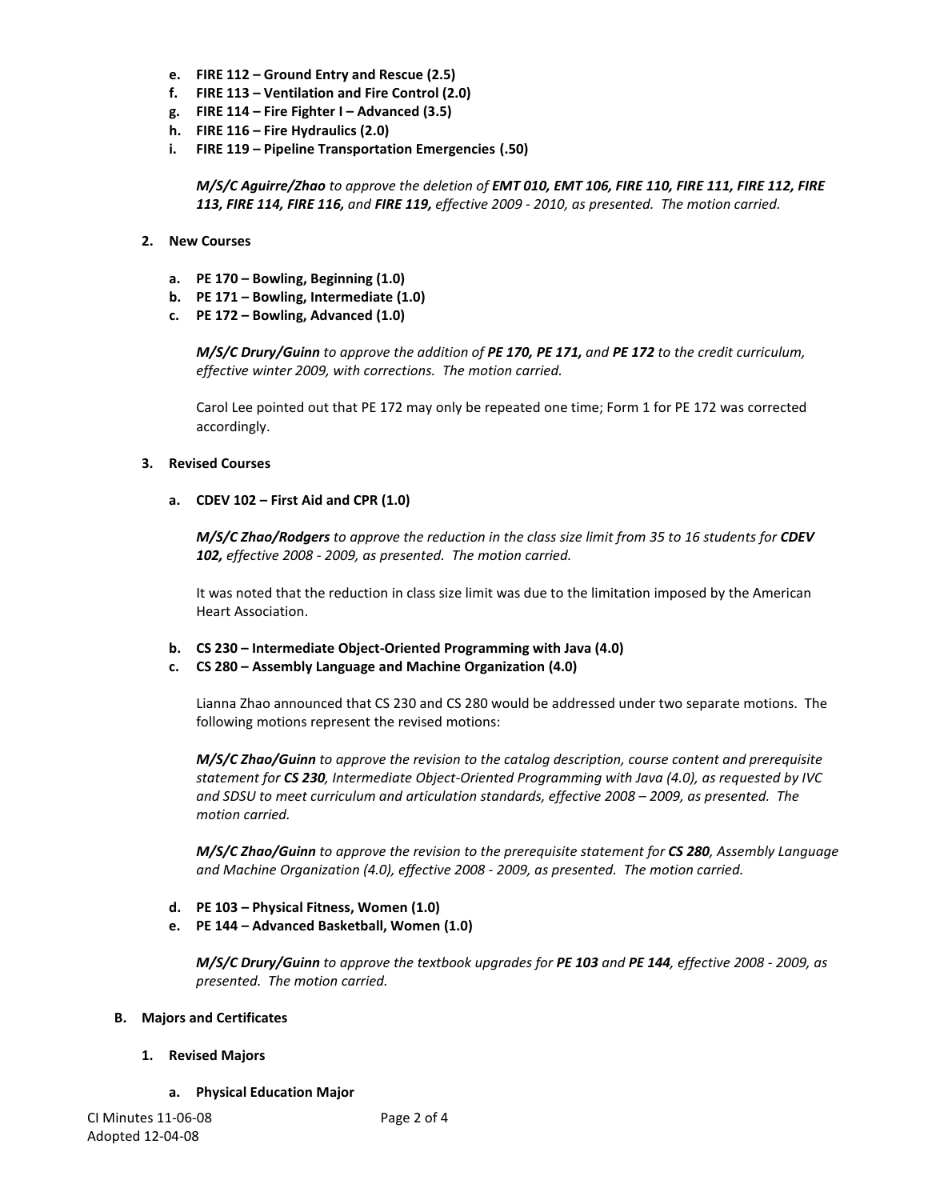e. **FIRE 112 – Ground Entry and Rescue (2.5)**
f. **FIRE 113 – Ventilation and Fire Control (2.0)**
g. **FIRE 114 – Fire Fighter I – Advanced (3.5)**
h. **FIRE 116 – Fire Hydraulics (2.0)**
i. **FIRE 119 – Pipeline Transportation Emergencies (.50)**

***M/S/C Aguirre/Zhao*** *to approve the deletion of* ***EMT 010, EMT 106, FIRE 110, FIRE 111, FIRE 112, FIRE 113, FIRE 114, FIRE 116,*** *and* ***FIRE 119,*** *effective 2009 - 2010, as presented. The motion carried.*

**2. New Courses**

a. **PE 170 – Bowling, Beginning (1.0)**
b. **PE 171 – Bowling, Intermediate (1.0)**
c. **PE 172 – Bowling, Advanced (1.0)**

***M/S/C Drury/Guinn*** *to approve the addition of* ***PE 170, PE 171,*** *and* ***PE 172*** *to the credit curriculum, effective winter 2009, with corrections. The motion carried.*

Carol Lee pointed out that PE 172 may only be repeated one time; Form 1 for PE 172 was corrected accordingly.

**3. Revised Courses**

a. **CDEV 102 – First Aid and CPR (1.0)**

***M/S/C Zhao/Rodgers*** *to approve the reduction in the class size limit from 35 to 16 students for* ***CDEV 102,*** *effective 2008 - 2009, as presented. The motion carried.*

It was noted that the reduction in class size limit was due to the limitation imposed by the American Heart Association.

b. **CS 230 – Intermediate Object-Oriented Programming with Java (4.0)**
c. **CS 280 – Assembly Language and Machine Organization (4.0)**

Lianna Zhao announced that CS 230 and CS 280 would be addressed under two separate motions. The following motions represent the revised motions:

***M/S/C Zhao/Guinn*** *to approve the revision to the catalog description, course content and prerequisite statement for* ***CS 230****, Intermediate Object-Oriented Programming with Java (4.0), as requested by IVC and SDSU to meet curriculum and articulation standards, effective 2008 – 2009, as presented. The motion carried.*

***M/S/C Zhao/Guinn*** *to approve the revision to the prerequisite statement for* ***CS 280****, Assembly Language and Machine Organization (4.0), effective 2008 - 2009, as presented. The motion carried.*

d. **PE 103 – Physical Fitness, Women (1.0)**
e. **PE 144 – Advanced Basketball, Women (1.0)**

***M/S/C Drury/Guinn*** *to approve the textbook upgrades for* ***PE 103*** *and* ***PE 144****, effective 2008 - 2009, as presented. The motion carried.*

**B. Majors and Certificates**

**1. Revised Majors**

a. **Physical Education Major**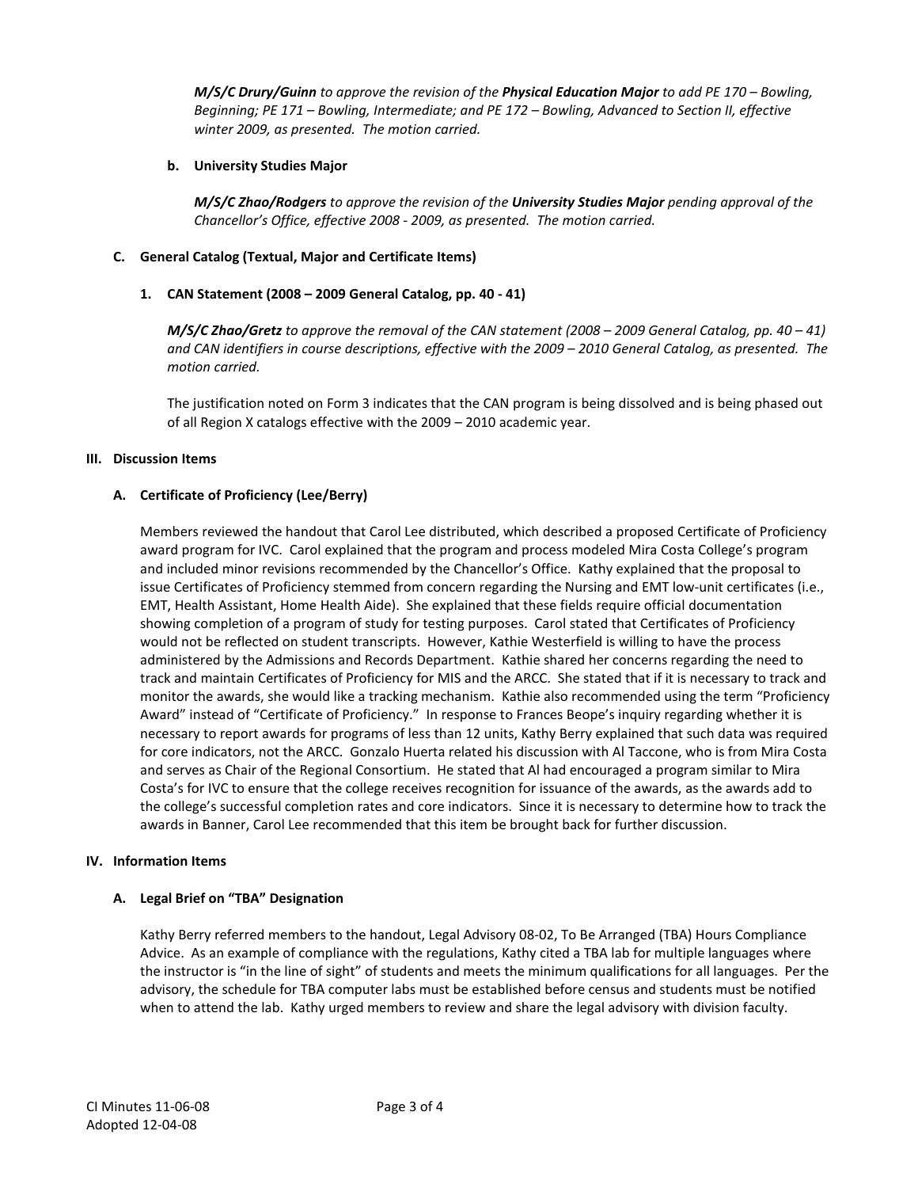***M/S/C Drury/Guinn** to approve the revision of the **Physical Education Major** to add PE 170 – Bowling, Beginning; PE 171 – Bowling, Intermediate; and PE 172 – Bowling, Advanced to Section II, effective winter 2009, as presented. The motion carried.*

**b. University Studies Major**

***M/S/C Zhao/Rodgers** to approve the revision of the **University Studies Major** pending approval of the Chancellor's Office, effective 2008 - 2009, as presented. The motion carried.*

### C. General Catalog (Textual, Major and Certificate Items)

**1. CAN Statement (2008 – 2009 General Catalog, pp. 40 - 41)**

***M/S/C Zhao/Gretz** to approve the removal of the CAN statement (2008 – 2009 General Catalog, pp. 40 – 41) and CAN identifiers in course descriptions, effective with the 2009 – 2010 General Catalog, as presented. The motion carried.*

The justification noted on Form 3 indicates that the CAN program is being dissolved and is being phased out of all Region X catalogs effective with the 2009 – 2010 academic year.

## III. Discussion Items

### A. Certificate of Proficiency (Lee/Berry)

Members reviewed the handout that Carol Lee distributed, which described a proposed Certificate of Proficiency award program for IVC. Carol explained that the program and process modeled Mira Costa College's program and included minor revisions recommended by the Chancellor's Office. Kathy explained that the proposal to issue Certificates of Proficiency stemmed from concern regarding the Nursing and EMT low-unit certificates (i.e., EMT, Health Assistant, Home Health Aide). She explained that these fields require official documentation showing completion of a program of study for testing purposes. Carol stated that Certificates of Proficiency would not be reflected on student transcripts. However, Kathie Westerfield is willing to have the process administered by the Admissions and Records Department. Kathie shared her concerns regarding the need to track and maintain Certificates of Proficiency for MIS and the ARCC. She stated that if it is necessary to track and monitor the awards, she would like a tracking mechanism. Kathie also recommended using the term "Proficiency Award" instead of "Certificate of Proficiency." In response to Frances Beope's inquiry regarding whether it is necessary to report awards for programs of less than 12 units, Kathy Berry explained that such data was required for core indicators, not the ARCC. Gonzalo Huerta related his discussion with Al Taccone, who is from Mira Costa and serves as Chair of the Regional Consortium. He stated that Al had encouraged a program similar to Mira Costa's for IVC to ensure that the college receives recognition for issuance of the awards, as the awards add to the college's successful completion rates and core indicators. Since it is necessary to determine how to track the awards in Banner, Carol Lee recommended that this item be brought back for further discussion.

## IV. Information Items

### A. Legal Brief on "TBA" Designation

Kathy Berry referred members to the handout, Legal Advisory 08-02, To Be Arranged (TBA) Hours Compliance Advice. As an example of compliance with the regulations, Kathy cited a TBA lab for multiple languages where the instructor is "in the line of sight" of students and meets the minimum qualifications for all languages. Per the advisory, the schedule for TBA computer labs must be established before census and students must be notified when to attend the lab. Kathy urged members to review and share the legal advisory with division faculty.

CI Minutes 11-06-08
Adopted 12-04-08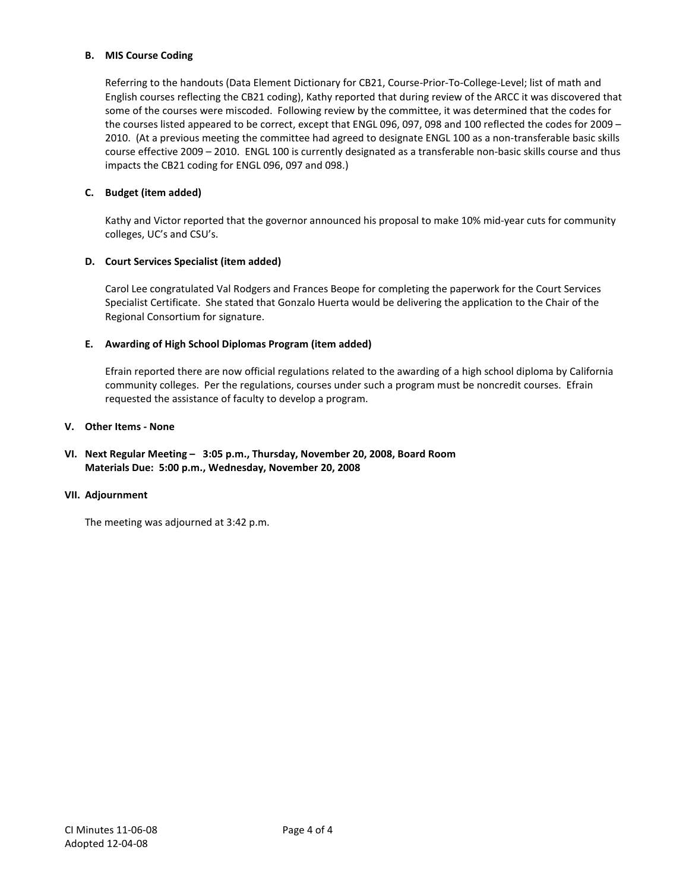**B. MIS Course Coding**

Referring to the handouts (Data Element Dictionary for CB21, Course-Prior-To-College-Level; list of math and English courses reflecting the CB21 coding), Kathy reported that during review of the ARCC it was discovered that some of the courses were miscoded. Following review by the committee, it was determined that the codes for the courses listed appeared to be correct, except that ENGL 096, 097, 098 and 100 reflected the codes for 2009 – 2010. (At a previous meeting the committee had agreed to designate ENGL 100 as a non-transferable basic skills course effective 2009 – 2010. ENGL 100 is currently designated as a transferable non-basic skills course and thus impacts the CB21 coding for ENGL 096, 097 and 098.)

**C. Budget (item added)**

Kathy and Victor reported that the governor announced his proposal to make 10% mid-year cuts for community colleges, UC's and CSU's.

**D. Court Services Specialist (item added)**

Carol Lee congratulated Val Rodgers and Frances Beope for completing the paperwork for the Court Services Specialist Certificate. She stated that Gonzalo Huerta would be delivering the application to the Chair of the Regional Consortium for signature.

**E. Awarding of High School Diplomas Program (item added)**

Efrain reported there are now official regulations related to the awarding of a high school diploma by California community colleges. Per the regulations, courses under such a program must be noncredit courses. Efrain requested the assistance of faculty to develop a program.

**V. Other Items - None**

**VI. Next Regular Meeting – 3:05 p.m., Thursday, November 20, 2008, Board Room**
**Materials Due: 5:00 p.m., Wednesday, November 20, 2008**

**VII. Adjournment**

The meeting was adjourned at 3:42 p.m.

CI Minutes 11-06-08
Adopted 12-04-08